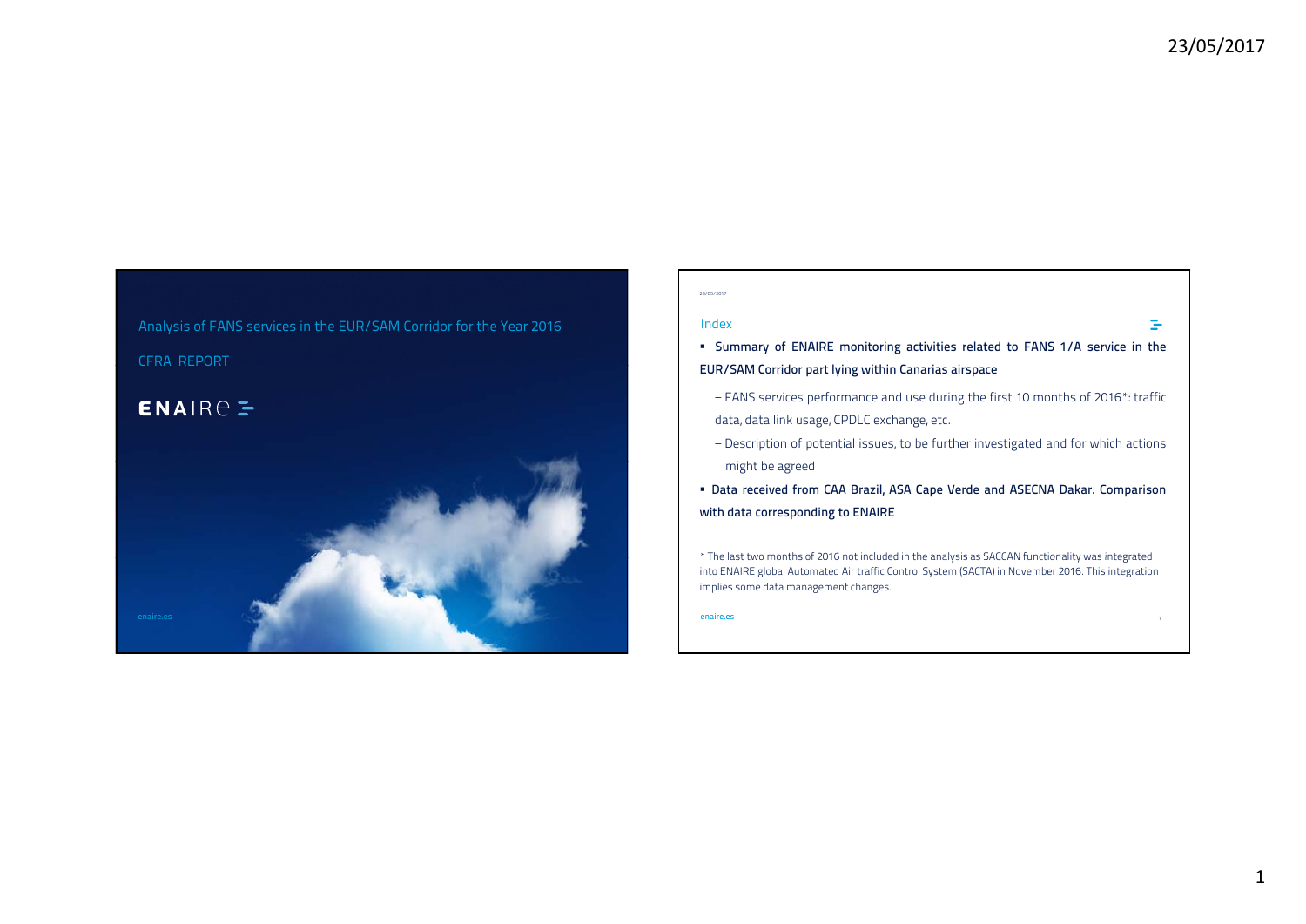# Analysis of FANS services in the EUR/SAM Corridor for the Year 2016

CFRA REPORT

ENAIRE

## Index

- **Summary of ENAIRE monitoring activities related to FANS 1/A service in the EUR/SAM Corridor part lying within Canarias airspace**
  - FANS services performance and use during the first 10 months of 2016*: traffic data, data link usage, CPDLC exchange, etc.
  - Description of potential issues, to be further investigated and for which actions might be agreed
- **Data received from CAA Brazil, ASA Cape Verde and ASECNA Dakar. Comparison with data corresponding to ENAIRE**

\* The last two months of 2016 not included in the analysis as SACCAN functionality was integrated into ENAIRE global Automated Air traffic Control System (SACTA) in November 2016. This integration implies some data management changes.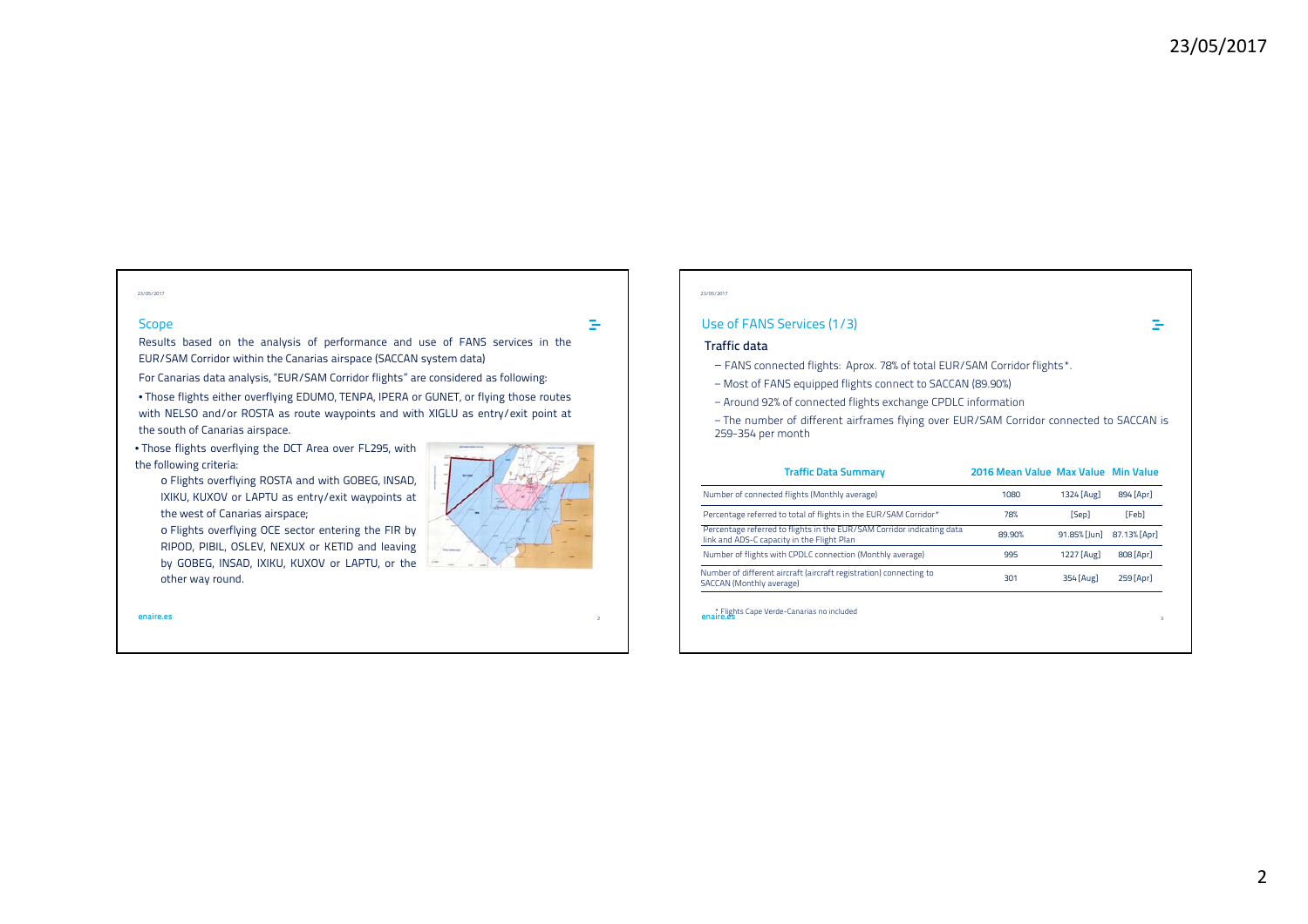## Scope

Results based on the analysis of performance and use of FANS services in the EUR/SAM Corridor within the Canarias airspace (SACCAN system data)

For Canarias data analysis, "EUR/SAM Corridor flights" are considered as following:

- Those flights either overflying EDUMO, TENPA, IPERA or GUNET, or flying those routes with NELSO and/or ROSTA as route waypoints and with XIGLU as entry/exit point at the south of Canarias airspace.
- Those flights overflying the DCT Area over FL295, with the following criteria:
  - Flights overflying ROSTA and with GOBEG, INSAD, IXIKU, KUXOV or LAPTU as entry/exit waypoints at the west of Canarias airspace;
  - Flights overflying OCE sector entering the FIR by RIPOD, PIBIL, OSLEV, NEXUX or KETID and leaving by GOBEG, INSAD, IXIKU, KUXOV or LAPTU, or the other way round.

## Use of FANS Services (1/3)

### Traffic data

- FANS connected flights: Aprox. 78% of total EUR/SAM Corridor flights*.
- Most of FANS equipped flights connect to SACCAN (89.90%)
- Around 92% of connected flights exchange CPDLC information
- The number of different airframes flying over EUR/SAM Corridor connected to SACCAN is 259-354 per month

| Traffic Data Summary | 2016 Mean Value | Max Value | Min Value |
|---|---|---|---|
| Number of connected flights (Monthly average) | 1080 | 1324 [Aug] | 894 [Apr] |
| Percentage referred to total of flights in the EUR/SAM Corridor* | 78% | [Sep] | [Feb] |
| Percentage referred to flights in the EUR/SAM Corridor indicating data link and ADS-C capacity in the Flight Plan | 89.90% | 91.85% [Jun] | 87.13% [Apr] |
| Number of flights with CPDLC connection (Monthly average) | 995 | 1227 [Aug] | 808 [Apr] |
| Number of different aircraft (aircraft registration) connecting to SACCAN (Monthly average) | 301 | 354 [Aug] | 259 [Apr] |

* Flights Cape Verde-Canarias no included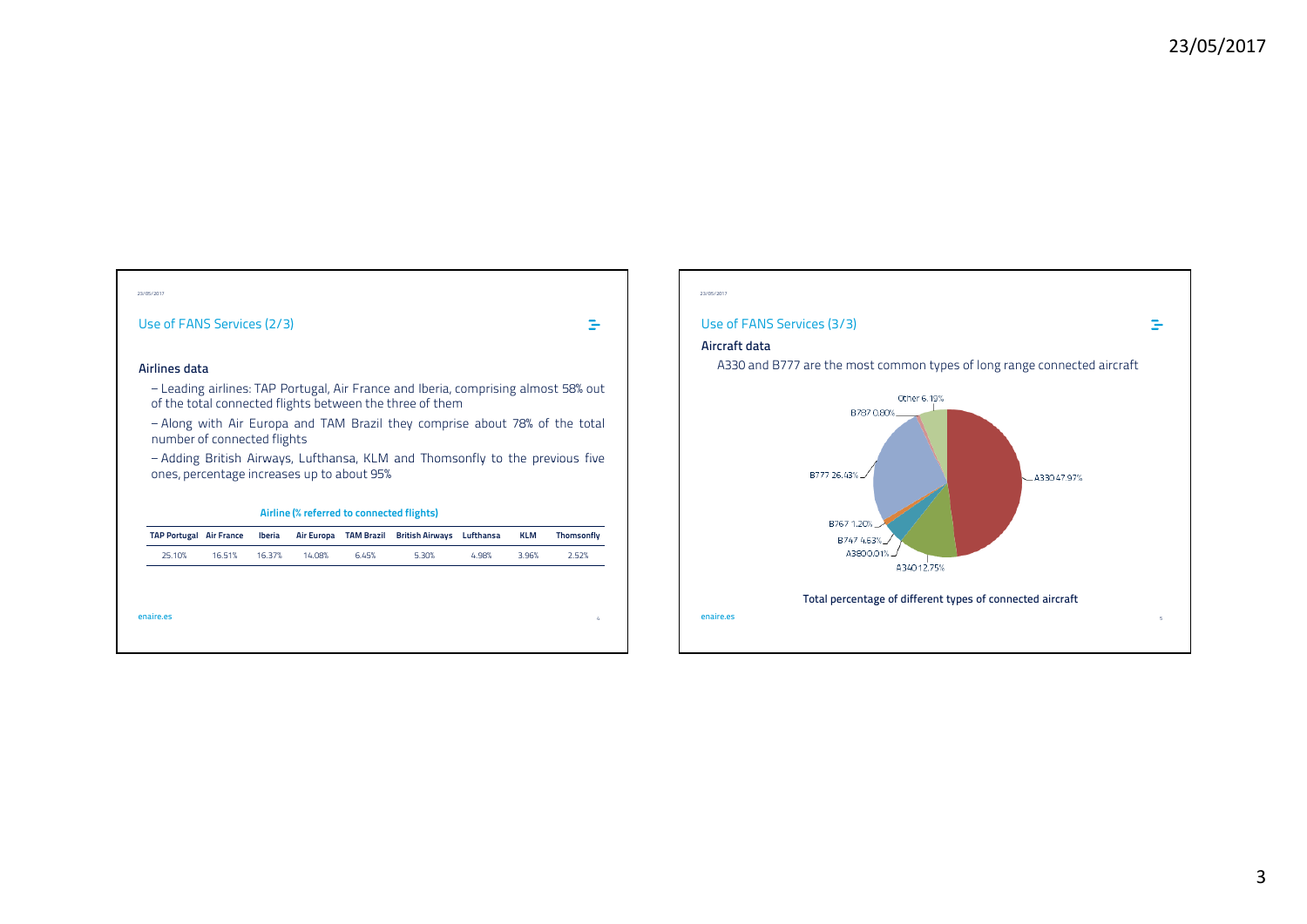## Use of FANS Services (2/3)

### Airlines data

- Leading airlines: TAP Portugal, Air France and Iberia, comprising almost 58% out of the total connected flights between the three of them
- Along with Air Europa and TAM Brazil they comprise about 78% of the total number of connected flights
- Adding British Airways, Lufthansa, KLM and Thomsonfly to the previous five ones, percentage increases up to about 95%

**Airline (% referred to connected flights)**

| TAP Portugal | Air France | Iberia | Air Europa | TAM Brazil | British Airways | Lufthansa | KLM | Thomsonfly |
|---|---|---|---|---|---|---|---|---|
| 25.10% | 16.51% | 16.37% | 14.08% | 6.45% | 5.30% | 4.98% | 3.96% | 2.52% |

## Use of FANS Services (3/3)

### Aircraft data

A330 and B777 are the most common types of long range connected aircraft

Other 6.19%
B787 0.80%
B777 26.43%
B767 1.20%
B747 4.63%
A380 0.01%
A340 12.75%
A330 47.97%

**Total percentage of different types of connected aircraft**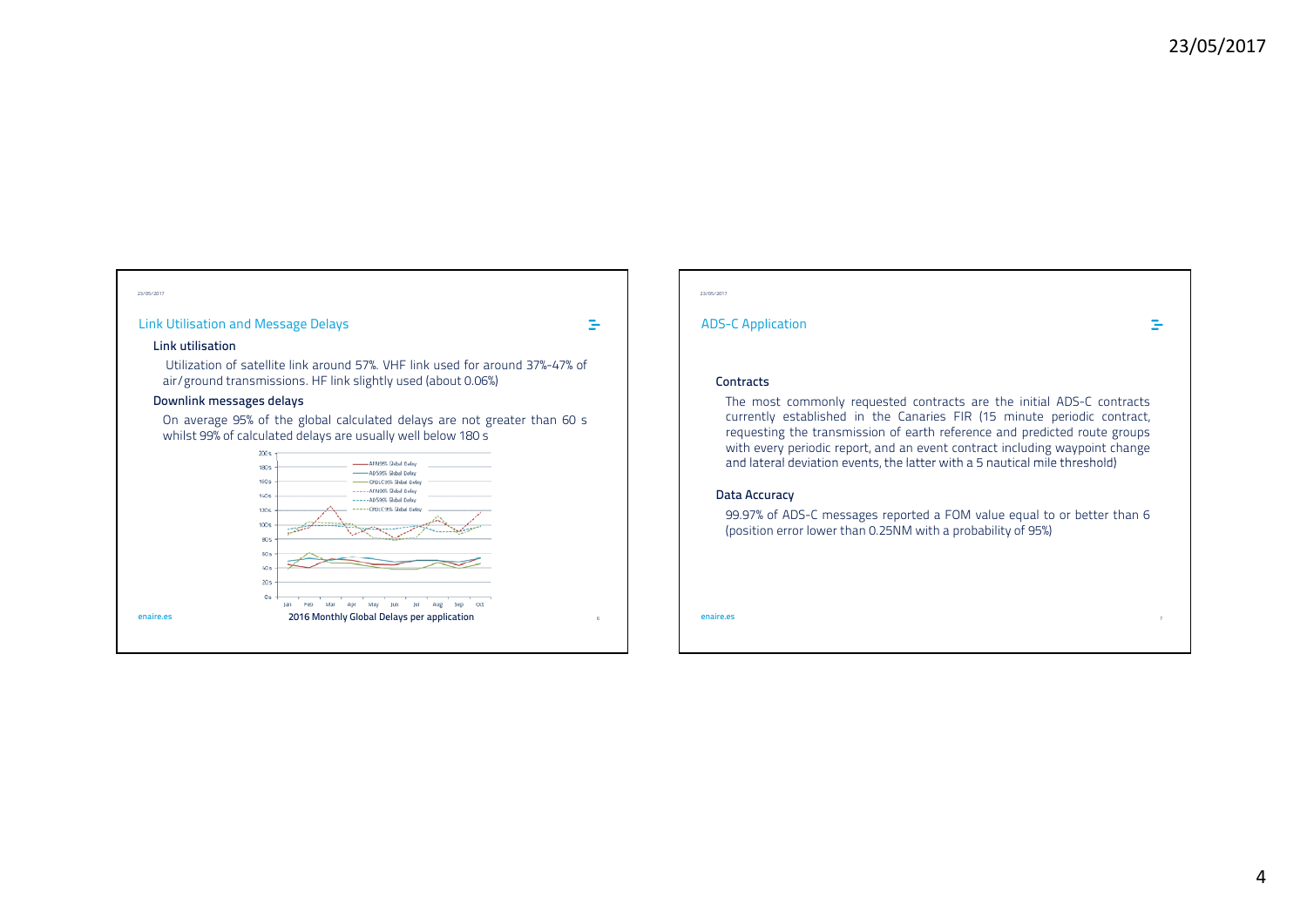## Link Utilisation and Message Delays

### Link utilisation

Utilization of satellite link around 57%. VHF link used for around 37%-47% of air/ground transmissions. HF link slightly used (about 0.06%)

### Downlink messages delays

On average 95% of the global calculated delays are not greater than 60 s whilst 99% of calculated delays are usually well below 180 s

2016 Monthly Global Delays per application

## ADS-C Application

### Contracts

The most commonly requested contracts are the initial ADS-C contracts currently established in the Canaries FIR (15 minute periodic contract, requesting the transmission of earth reference and predicted route groups with every periodic report, and an event contract including waypoint change and lateral deviation events, the latter with a 5 nautical mile threshold)

### Data Accuracy

99.97% of ADS-C messages reported a FOM value equal to or better than 6 (position error lower than 0.25NM with a probability of 95%)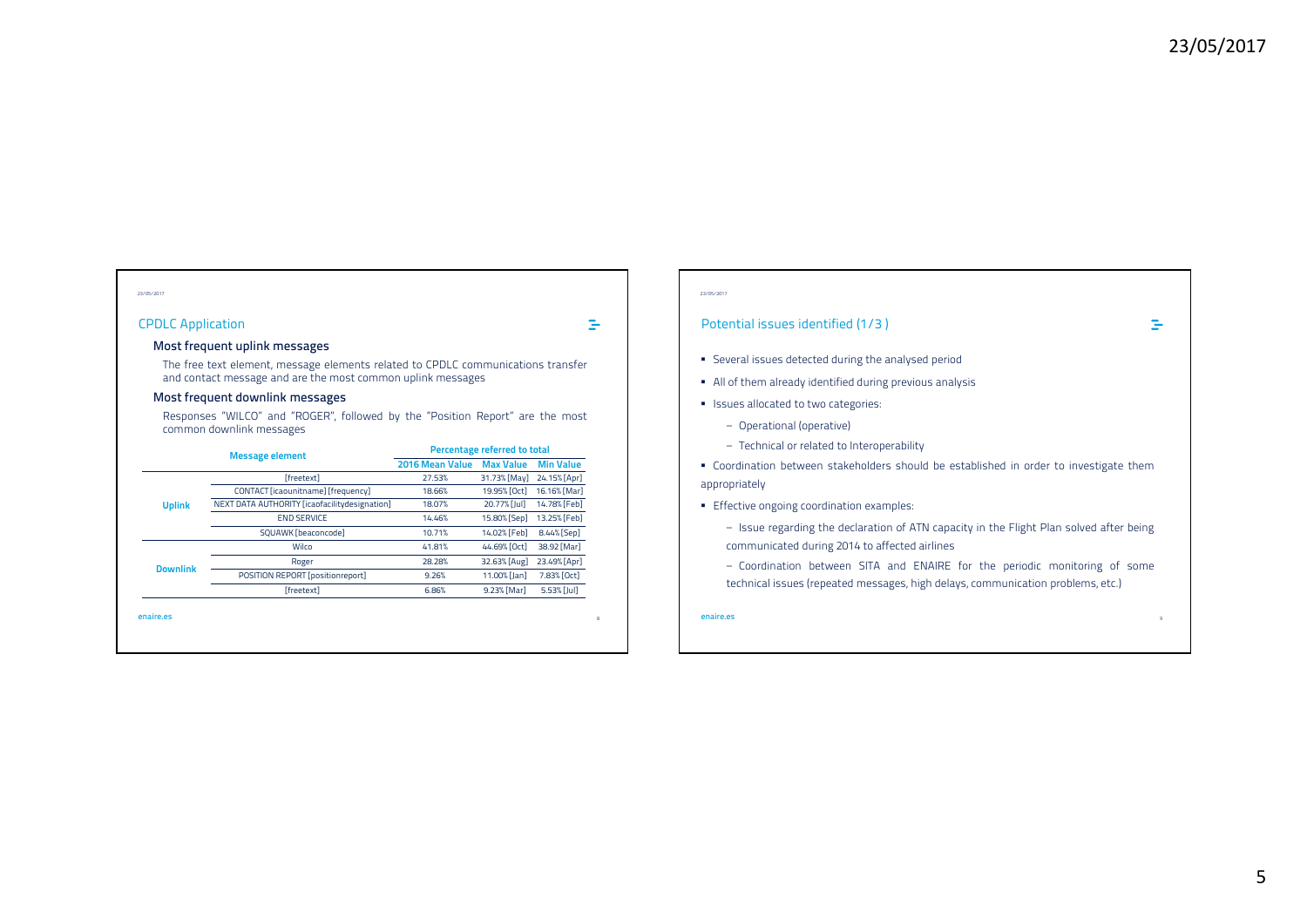## CPDLC Application

### Most frequent uplink messages

The free text element, message elements related to CPDLC communications transfer and contact message and are the most common uplink messages

### Most frequent downlink messages

Responses "WILCO" and "ROGER", followed by the "Position Report" are the most common downlink messages

| | Message element | Percentage referred to total | | |
|---|---|---|---|---|
| | | 2016 Mean Value | Max Value | Min Value |
| Uplink | [freetext] | 27.53% | 31.73% [May] | 24.15% [Apr] |
| | CONTACT [icaounitname] [frequency] | 18.66% | 19.95% [Oct] | 16.16% [Mar] |
| | NEXT DATA AUTHORITY [icaofacilitydesignation] | 18.07% | 20.77% [Jul] | 14.78% [Feb] |
| | END SERVICE | 14.46% | 15.80% [Sep] | 13.25% [Feb] |
| | SQUAWK [beaconcode] | 10.71% | 14.02% [Feb] | 8.44% [Sep] |
| Downlink | Wilco | 41.81% | 44.69% [Oct] | 38.92 [Mar] |
| | Roger | 28.28% | 32.63% [Aug] | 23.49% [Apr] |
| | POSITION REPORT [positionreport] | 9.26% | 11.00% [Jan] | 7.83% [Oct] |
| | [freetext] | 6.86% | 9.23% [Mar] | 5.53% [Jul] |

## Potential issues identified (1/3 )

- Several issues detected during the analysed period
- All of them already identified during previous analysis
- Issues allocated to two categories:
  - Operational (operative)
  - Technical or related to Interoperability
- Coordination between stakeholders should be established in order to investigate them appropriately
- Effective ongoing coordination examples:
  - Issue regarding the declaration of ATN capacity in the Flight Plan solved after being communicated during 2014 to affected airlines
  - Coordination between SITA and ENAIRE for the periodic monitoring of some technical issues (repeated messages, high delays, communication problems, etc.)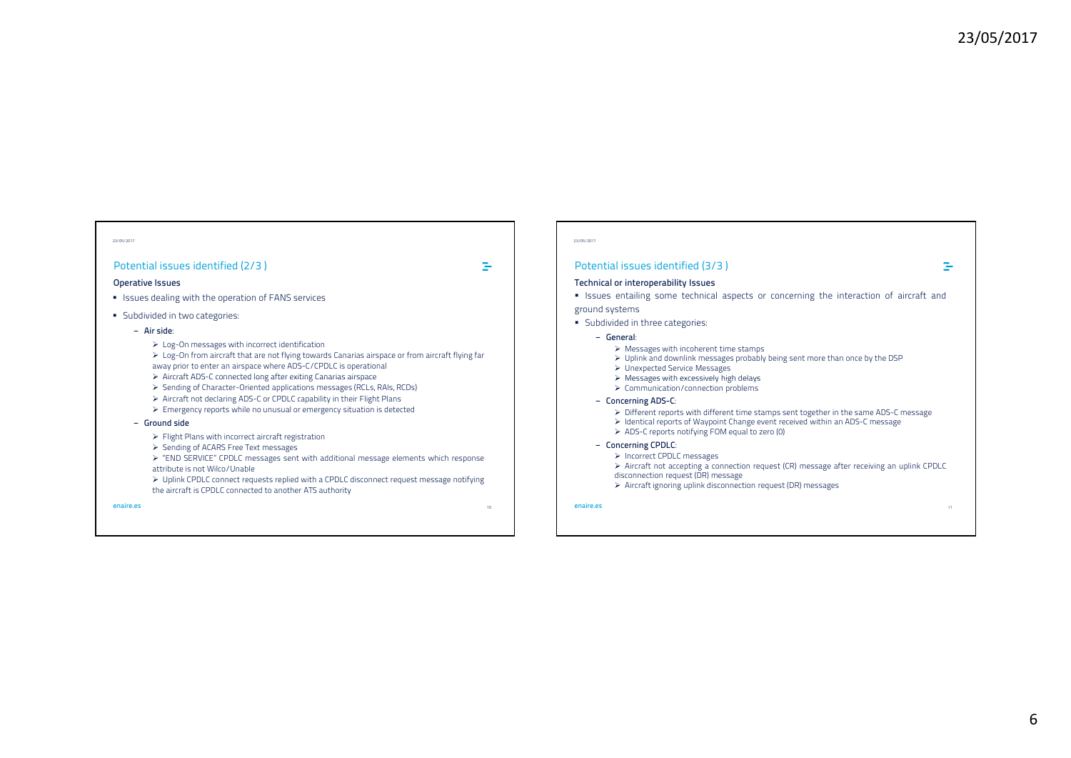## Potential issues identified (2/3 )

### Operative Issues

- Issues dealing with the operation of FANS services
- Subdivided in two categories:
  - **Air side**:
    - Log-On messages with incorrect identification
    - Log-On from aircraft that are not flying towards Canarias airspace or from aircraft flying far away prior to enter an airspace where ADS-C/CPDLC is operational
    - Aircraft ADS-C connected long after exiting Canarias airspace
    - Sending of Character-Oriented applications messages (RCLs, RAIs, RCDs)
    - Aircraft not declaring ADS-C or CPDLC capability in their Flight Plans
    - Emergency reports while no unusual or emergency situation is detected
  - **Ground side**
    - Flight Plans with incorrect aircraft registration
    - Sending of ACARS Free Text messages
    - "END SERVICE" CPDLC messages sent with additional message elements which response attribute is not Wilco/Unable
    - Uplink CPDLC connect requests replied with a CPDLC disconnect request message notifying the aircraft is CPDLC connected to another ATS authority

## Potential issues identified (3/3 )

### Technical or interoperability Issues

- Issues entailing some technical aspects or concerning the interaction of aircraft and ground systems
- Subdivided in three categories:
  - **General**:
    - Messages with incoherent time stamps
    - Uplink and downlink messages probably being sent more than once by the DSP
    - Unexpected Service Messages
    - Messages with excessively high delays
    - Communication/connection problems
  - **Concerning ADS-C**:
    - Different reports with different time stamps sent together in the same ADS-C message
    - Identical reports of Waypoint Change event received within an ADS-C message
    - ADS-C reports notifying FOM equal to zero (0)
  - **Concerning CPDLC**:
    - Incorrect CPDLC messages
    - Aircraft not accepting a connection request (CR) message after receiving an uplink CPDLC disconnection request (DR) message
    - Aircraft ignoring uplink disconnection request (DR) messages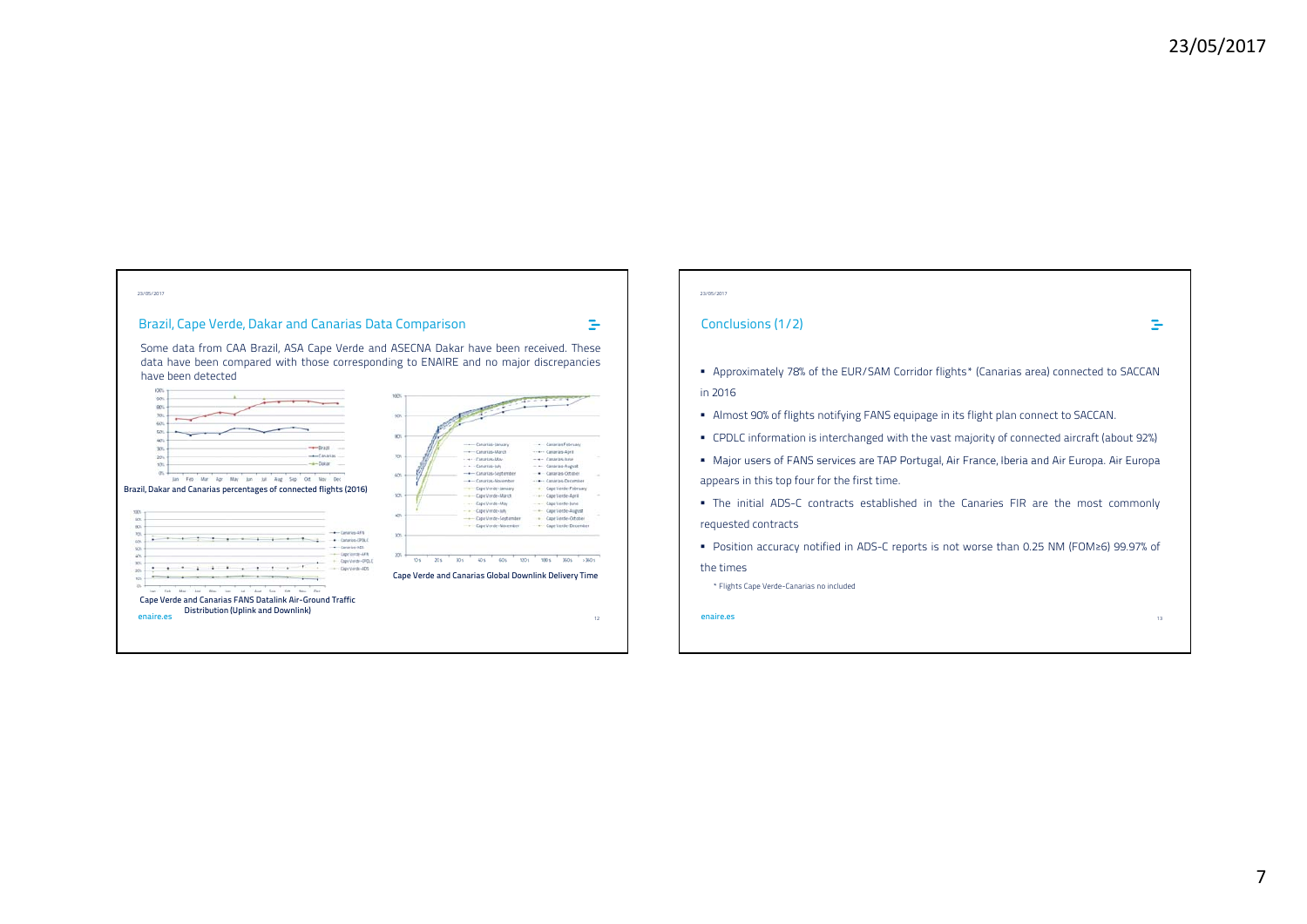## Brazil, Cape Verde, Dakar and Canarias Data Comparison

Some data from CAA Brazil, ASA Cape Verde and ASECNA Dakar have been received. These data have been compared with those corresponding to ENAIRE and no major discrepancies have been detected

Brazil, Dakar and Canarias percentages of connected flights (2016)

Cape Verde and Canarias Global Downlink Delivery Time

Cape Verde and Canarias FANS Datalink Air-Ground Traffic Distribution (Uplink and Downlink)

enaire.es

## Conclusions (1/2)

- Approximately 78% of the EUR/SAM Corridor flights* (Canarias area) connected to SACCAN in 2016
- Almost 90% of flights notifying FANS equipage in its flight plan connect to SACCAN.
- CPDLC information is interchanged with the vast majority of connected aircraft (about 92%)
- Major users of FANS services are TAP Portugal, Air France, Iberia and Air Europa. Air Europa appears in this top four for the first time.
- The initial ADS-C contracts established in the Canaries FIR are the most commonly requested contracts
- Position accuracy notified in ADS-C reports is not worse than 0.25 NM (FOM≥6) 99.97% of the times

\* Flights Cape Verde-Canarias no included

enaire.es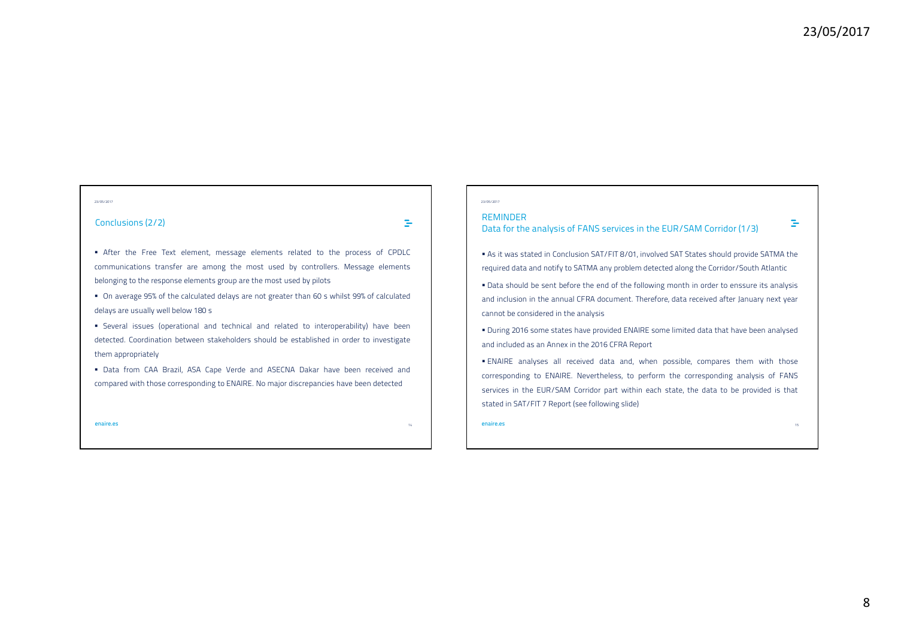## Conclusions (2/2)

- After the Free Text element, message elements related to the process of CPDLC communications transfer are among the most used by controllers. Message elements belonging to the response elements group are the most used by pilots
- On average 95% of the calculated delays are not greater than 60 s whilst 99% of calculated delays are usually well below 180 s
- Several issues (operational and technical and related to interoperability) have been detected. Coordination between stakeholders should be established in order to investigate them appropriately
- Data from CAA Brazil, ASA Cape Verde and ASECNA Dakar have been received and compared with those corresponding to ENAIRE. No major discrepancies have been detected

## REMINDER
## Data for the analysis of FANS services in the EUR/SAM Corridor (1/3)

- As it was stated in Conclusion SAT/FIT 8/01, involved SAT States should provide SATMA the required data and notify to SATMA any problem detected along the Corridor/South Atlantic
- Data should be sent before the end of the following month in order to enssure its analysis and inclusion in the annual CFRA document. Therefore, data received after January next year cannot be considered in the analysis
- During 2016 some states have provided ENAIRE some limited data that have been analysed and included as an Annex in the 2016 CFRA Report
- ENAIRE analyses all received data and, when possible, compares them with those corresponding to ENAIRE. Nevertheless, to perform the corresponding analysis of FANS services in the EUR/SAM Corridor part within each state, the data to be provided is that stated in SAT/FIT 7 Report (see following slide)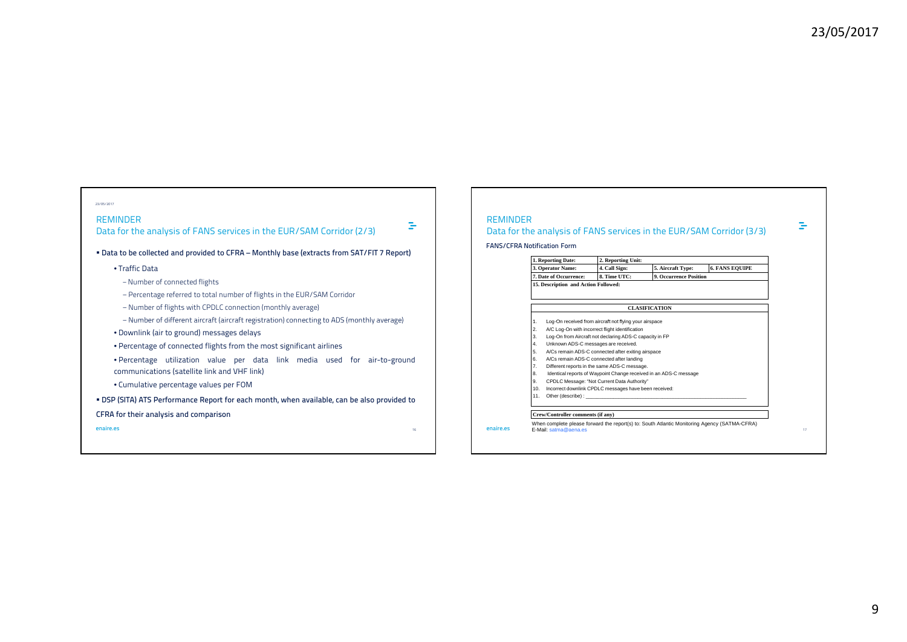## REMINDER

### Data for the analysis of FANS services in the EUR/SAM Corridor (2/3)

- **Data to be collected and provided to CFRA – Monthly base (extracts from SAT/FIT 7 Report)**
  - Traffic Data
    - Number of connected flights
    - Percentage referred to total number of flights in the EUR/SAM Corridor
    - Number of flights with CPDLC connection (monthly average)
    - Number of different aircraft (aircraft registration) connecting to ADS (monthly average)
  - Downlink (air to ground) messages delays
  - Percentage of connected flights from the most significant airlines
  - Percentage utilization value per data link media used for air-to-ground communications (satellite link and VHF link)
  - Cumulative percentage values per FOM
- **DSP (SITA) ATS Performance Report for each month, when available, can be also provided to CFRA for their analysis and comparison**

enaire.es

## REMINDER

### Data for the analysis of FANS services in the EUR/SAM Corridor (3/3)

**FANS/CFRA Notification Form**

| 1. Reporting Date: | 2. Reporting Unit: | | |
|---|---|---|---|
| 3. Operator Name: | 4. Call Sign: | 5. Aircraft Type: | 6. FANS EQUIPE |
| 7. Date of Occurrence: | 8. Time UTC: | 9. Occurrence Position | |
| 15. Description and Action Followed: | | | |

**CLASIFICATION**

1. Log-On received from aircraft not flying your airspace
2. A/C Log-On with incorrect flight identification
3. Log-On from Aircraft not declaring ADS-C capacity in FP
4. Unknown ADS-C messages are received.
5. A/Cs remain ADS-C connected after exiting airspace
6. A/Cs remain ADS-C connected after landing
7. Different reports in the same ADS-C message.
8. Identical reports of Waypoint Change received in an ADS-C message
9. CPDLC Message: "Not Current Data Authority"
10. Incorrect downlink CPDLC messages have been received:
11. Other (describe) : ___________________________________________

**Crew/Controller comments (if any)**

When complete please forward the report(s) to: South Atlantic Monitoring Agency (SATMA-CFRA)
E-Mail: satma@aena.es

enaire.es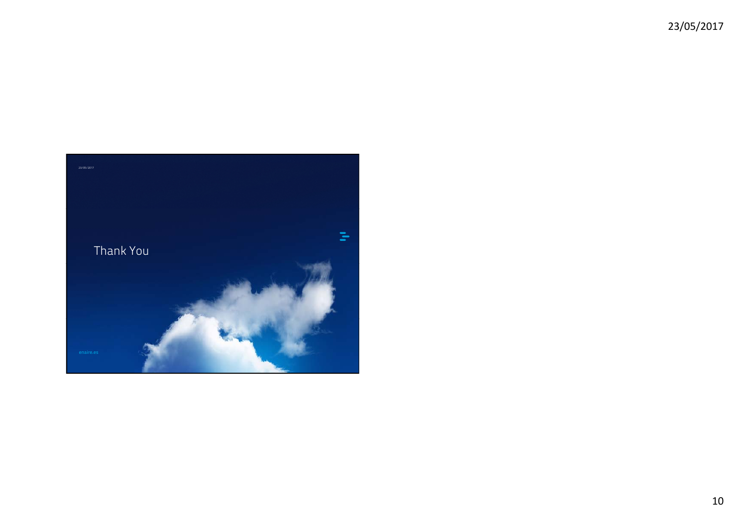23/05/2017

Thank You

enaire.es